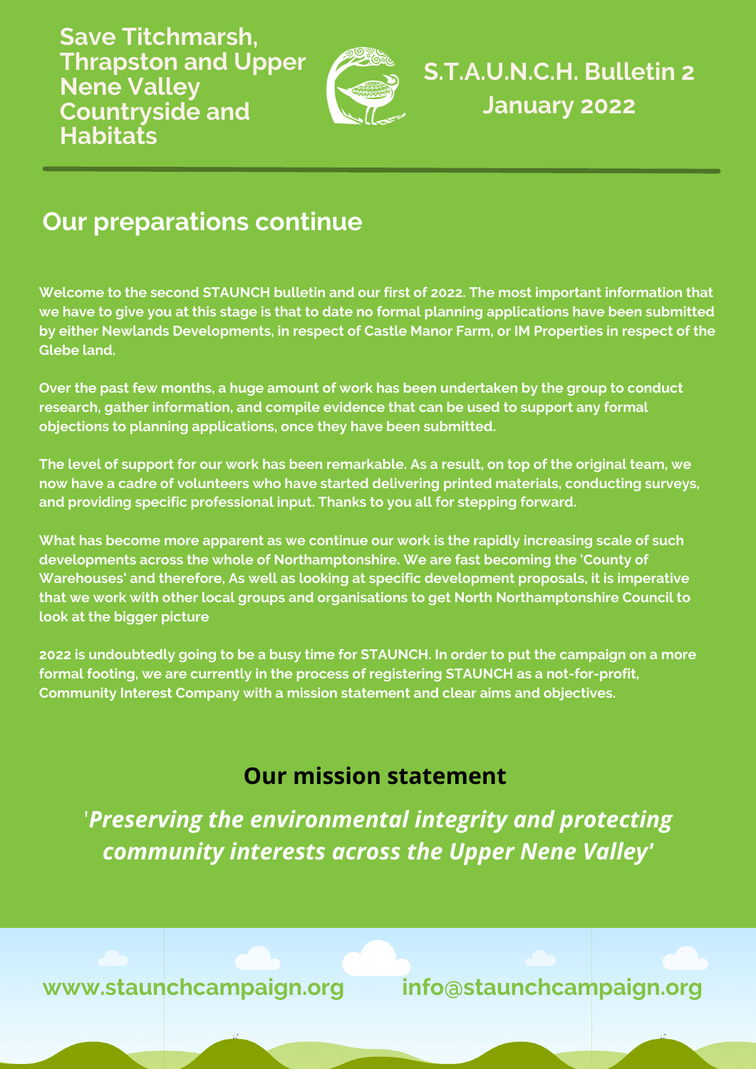# Save Titchmarsh, Thrapston and Upper Nene Valley Countryside and Habitats

## S.T.A.U.N.C.H. Bulletin 2
## January 2022

## Our preparations continue

**Welcome to the second STAUNCH bulletin and our first of 2022. The most important information that we have to give you at this stage is that to date no formal planning applications have been submitted by either Newlands Developments, in respect of Castle Manor Farm, or IM Properties in respect of the Glebe land.**

**Over the past few months, a huge amount of work has been undertaken by the group to conduct research, gather information, and compile evidence that can be used to support any formal objections to planning applications, once they have been submitted.**

**The level of support for our work has been remarkable. As a result, on top of the original team, we now have a cadre of volunteers who have started delivering printed materials, conducting surveys, and providing specific professional input. Thanks to you all for stepping forward.**

**What has become more apparent as we continue our work is the rapidly increasing scale of such developments across the whole of Northamptonshire. We are fast becoming the 'County of Warehouses' and therefore, As well as looking at specific development proposals, it is imperative that we work with other local groups and organisations to get North Northamptonshire Council to look at the bigger picture**

**2022 is undoubtedly going to be a busy time for STAUNCH. In order to put the campaign on a more formal footing, we are currently in the process of registering STAUNCH as a not-for-profit, Community Interest Company with a mission statement and clear aims and objectives.**

## Our mission statement

***'Preserving the environmental integrity and protecting community interests across the Upper Nene Valley'***

www.staunchcampaign.org info@staunchcampaign.org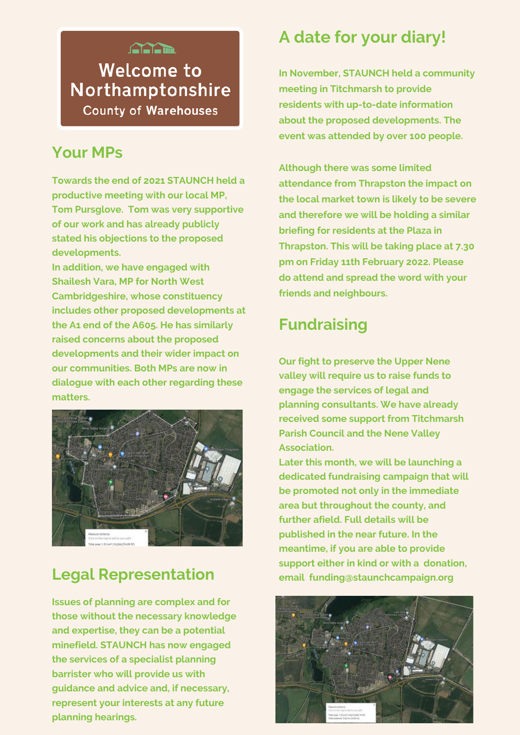Welcome to Northamptonshire

County of Warehouses

## Your MPs

Towards the end of 2021 STAUNCH held a productive meeting with our local MP, Tom Pursglove. Tom was very supportive of our work and has already publicly stated his objections to the proposed developments.

In addition, we have engaged with Shailesh Vara, MP for North West Cambridgeshire, whose constituency includes other proposed developments at the A1 end of the A605. He has similarly raised concerns about the proposed developments and their wider impact on our communities. Both MPs are now in dialogue with each other regarding these matters.

## Legal Representation

Issues of planning are complex and for those without the necessary knowledge and expertise, they can be a potential minefield. STAUNCH has now engaged the services of a specialist planning barrister who will provide us with guidance and advice and, if necessary, represent your interests at any future planning hearings.

## A date for your diary!

In November, STAUNCH held a community meeting in Titchmarsh to provide residents with up-to-date information about the proposed developments. The event was attended by over 100 people.

Although there was some limited attendance from Thrapston the impact on the local market town is likely to be severe and therefore we will be holding a similar briefing for residents at the Plaza in Thrapston. This will be taking place at 7.30 pm on Friday 11th February 2022. Please do attend and spread the word with your friends and neighbours.

## Fundraising

Our fight to preserve the Upper Nene valley will require us to raise funds to engage the services of legal and planning consultants. We have already received some support from Titchmarsh Parish Council and the Nene Valley Association.

Later this month, we will be launching a dedicated fundraising campaign that will be promoted not only in the immediate area but throughout the county, and further afield. Full details will be published in the near future. In the meantime, if you are able to provide support either in kind or with a donation, email funding@staunchcampaign.org